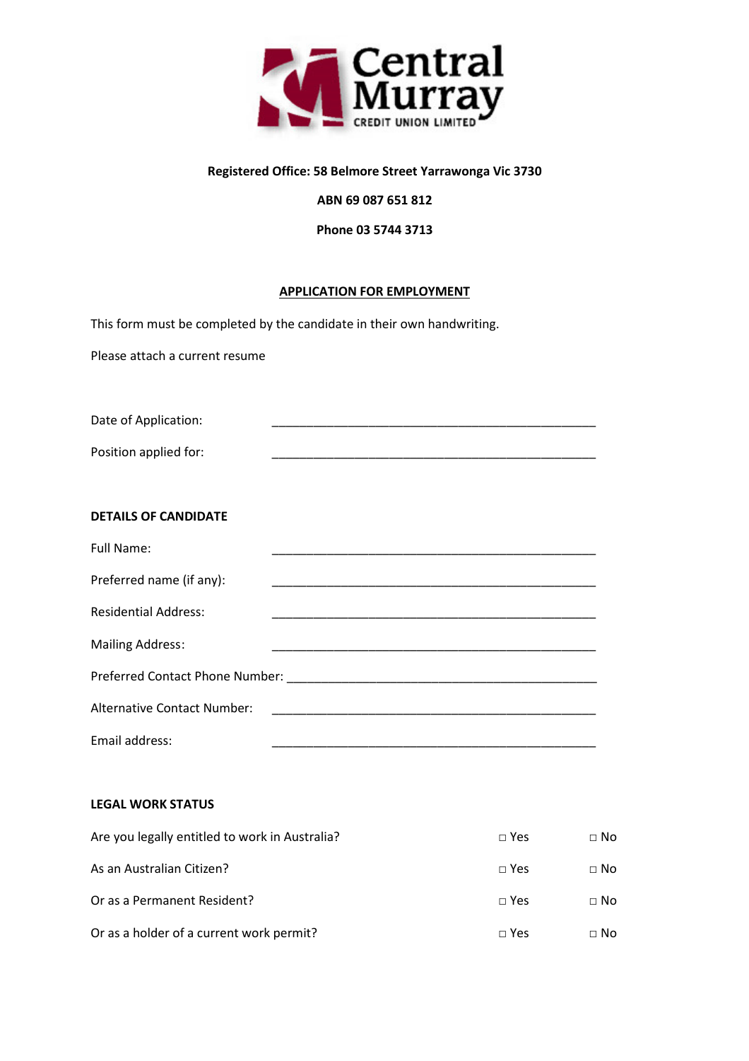Central Murray
CREDIT UNION LIMITED

**Registered Office: 58 Belmore Street Yarrawonga Vic 3730**

**ABN 69 087 651 812**

**Phone 03 5744 3713**

## APPLICATION FOR EMPLOYMENT

This form must be completed by the candidate in their own handwriting.

Please attach a current resume

Date of Application: ____________________________________________

Position applied for: ____________________________________________

### DETAILS OF CANDIDATE

Full Name: ____________________________________________

Preferred name (if any): ____________________________________________

Residential Address: ____________________________________________

Mailing Address: ____________________________________________

Preferred Contact Phone Number: ____________________________________________

Alternative Contact Number: ____________________________________________

Email address: ____________________________________________

### LEGAL WORK STATUS

| | | |
|---|---|---|
| Are you legally entitled to work in Australia? | □ Yes | □ No |
| As an Australian Citizen? | □ Yes | □ No |
| Or as a Permanent Resident? | □ Yes | □ No |
| Or as a holder of a current work permit? | □ Yes | □ No |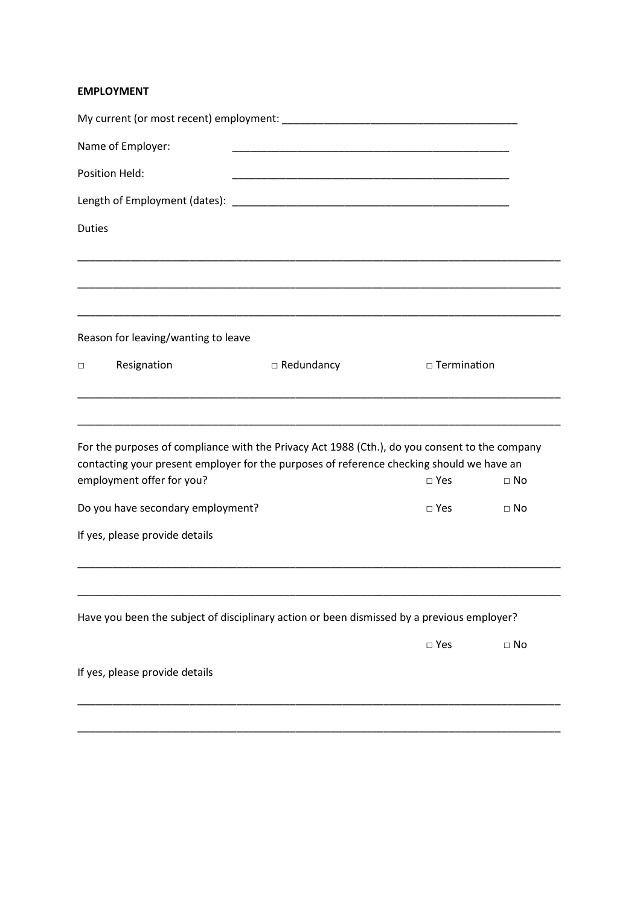**EMPLOYMENT**

My current (or most recent) employment: ________________________________________

Name of Employer: __________________________________________________

Position Held: __________________________________________________

Length of Employment (dates): __________________________________________________

Duties

_____________________________________________________________________________________

_____________________________________________________________________________________

_____________________________________________________________________________________

Reason for leaving/wanting to leave

□ Resignation □ Redundancy □ Termination

_____________________________________________________________________________________

_____________________________________________________________________________________

For the purposes of compliance with the Privacy Act 1988 (Cth.), do you consent to the company contacting your present employer for the purposes of reference checking should we have an employment offer for you? □ Yes □ No

Do you have secondary employment? □ Yes □ No

If yes, please provide details

_____________________________________________________________________________________

_____________________________________________________________________________________

Have you been the subject of disciplinary action or been dismissed by a previous employer?

□ Yes □ No

If yes, please provide details

_____________________________________________________________________________________

_____________________________________________________________________________________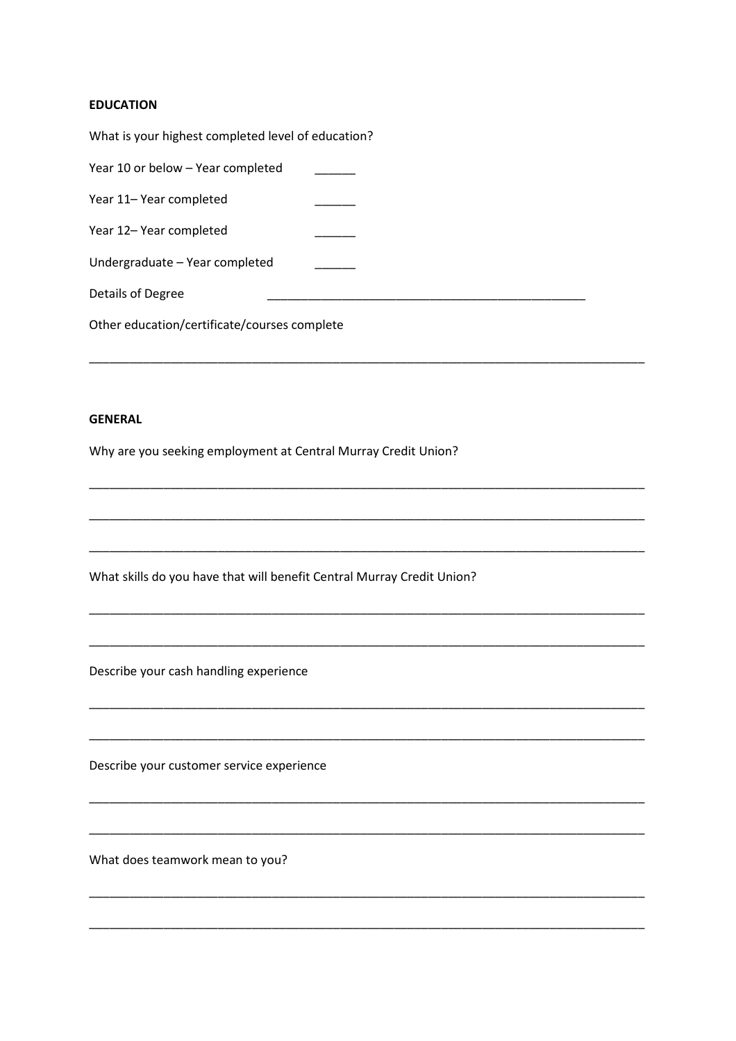**EDUCATION**

What is your highest completed level of education?

Year 10 or below – Year completed ______

Year 11– Year completed ______

Year 12– Year completed ______

Undergraduate – Year completed ______

Details of Degree _______________________________________________

Other education/certificate/courses complete

_____________________________________________________________________________________

**GENERAL**

Why are you seeking employment at Central Murray Credit Union?

_____________________________________________________________________________________

_____________________________________________________________________________________

_____________________________________________________________________________________

What skills do you have that will benefit Central Murray Credit Union?

_____________________________________________________________________________________

_____________________________________________________________________________________

Describe your cash handling experience

_____________________________________________________________________________________

_____________________________________________________________________________________

Describe your customer service experience

_____________________________________________________________________________________

_____________________________________________________________________________________

What does teamwork mean to you?

_____________________________________________________________________________________

_____________________________________________________________________________________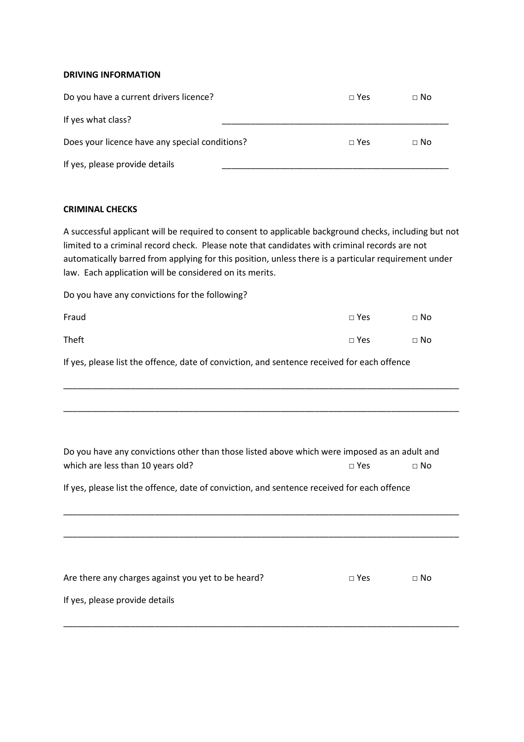**DRIVING INFORMATION**

Do you have a current drivers licence? □ Yes □ No

If yes what class? ________________________________________________

Does your licence have any special conditions? □ Yes □ No

If yes, please provide details ________________________________________________

**CRIMINAL CHECKS**

A successful applicant will be required to consent to applicable background checks, including but not limited to a criminal record check. Please note that candidates with criminal records are not automatically barred from applying for this position, unless there is a particular requirement under law. Each application will be considered on its merits.

Do you have any convictions for the following?

Fraud □ Yes □ No

Theft □ Yes □ No

If yes, please list the offence, date of conviction, and sentence received for each offence

______________________________________________________________________________________

______________________________________________________________________________________

Do you have any convictions other than those listed above which were imposed as an adult and which are less than 10 years old? □ Yes □ No

If yes, please list the offence, date of conviction, and sentence received for each offence

______________________________________________________________________________________

______________________________________________________________________________________

Are there any charges against you yet to be heard? □ Yes □ No

If yes, please provide details

______________________________________________________________________________________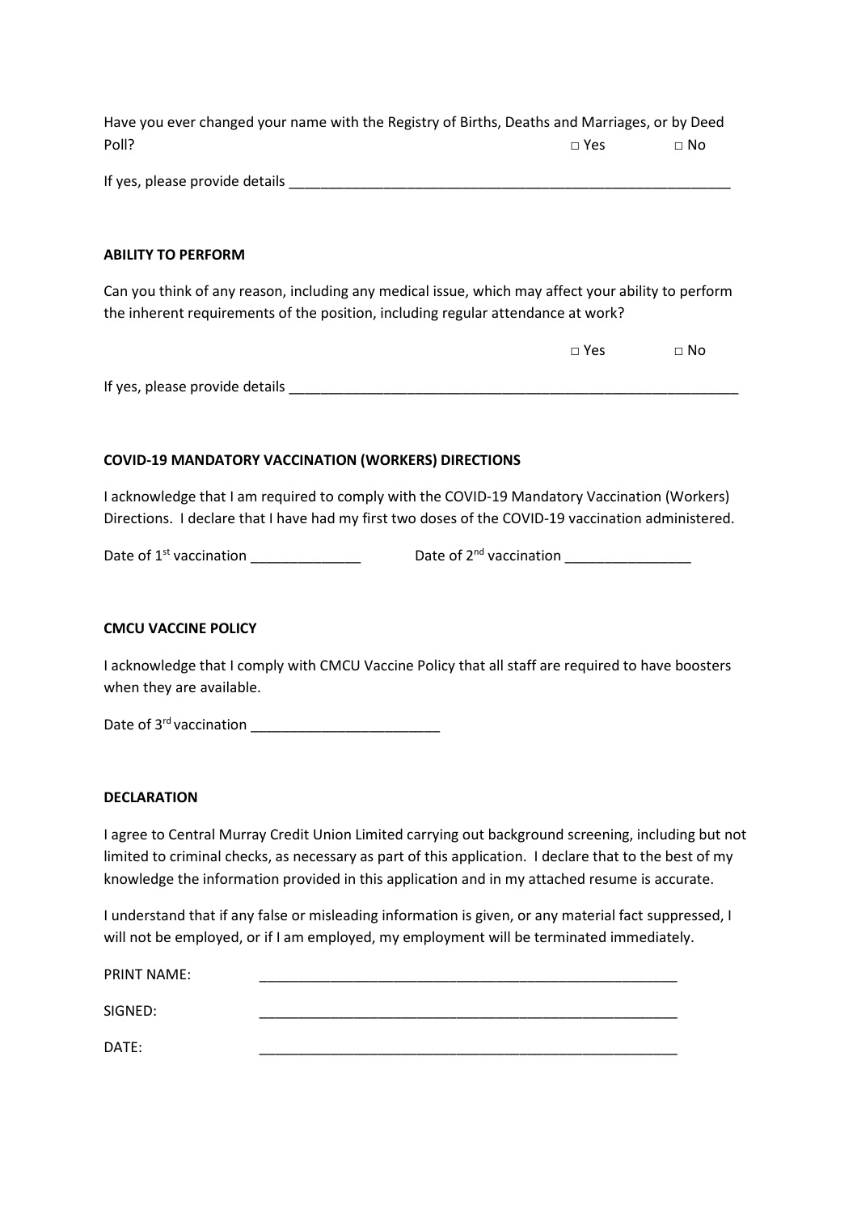Have you ever changed your name with the Registry of Births, Deaths and Marriages, or by Deed Poll? □ Yes □ No

If yes, please provide details ___________________________________________________________

**ABILITY TO PERFORM**

Can you think of any reason, including any medical issue, which may affect your ability to perform the inherent requirements of the position, including regular attendance at work?

□ Yes □ No

If yes, please provide details ____________________________________________________________

**COVID-19 MANDATORY VACCINATION (WORKERS) DIRECTIONS**

I acknowledge that I am required to comply with the COVID-19 Mandatory Vaccination (Workers) Directions. I declare that I have had my first two doses of the COVID-19 vaccination administered.

Date of 1st vaccination ______________ Date of 2nd vaccination ________________

**CMCU VACCINE POLICY**

I acknowledge that I comply with CMCU Vaccine Policy that all staff are required to have boosters when they are available.

Date of 3rd vaccination ________________________

**DECLARATION**

I agree to Central Murray Credit Union Limited carrying out background screening, including but not limited to criminal checks, as necessary as part of this application. I declare that to the best of my knowledge the information provided in this application and in my attached resume is accurate.

I understand that if any false or misleading information is given, or any material fact suppressed, I will not be employed, or if I am employed, my employment will be terminated immediately.

PRINT NAME: _______________________________________________________

SIGNED: _______________________________________________________

DATE: _______________________________________________________